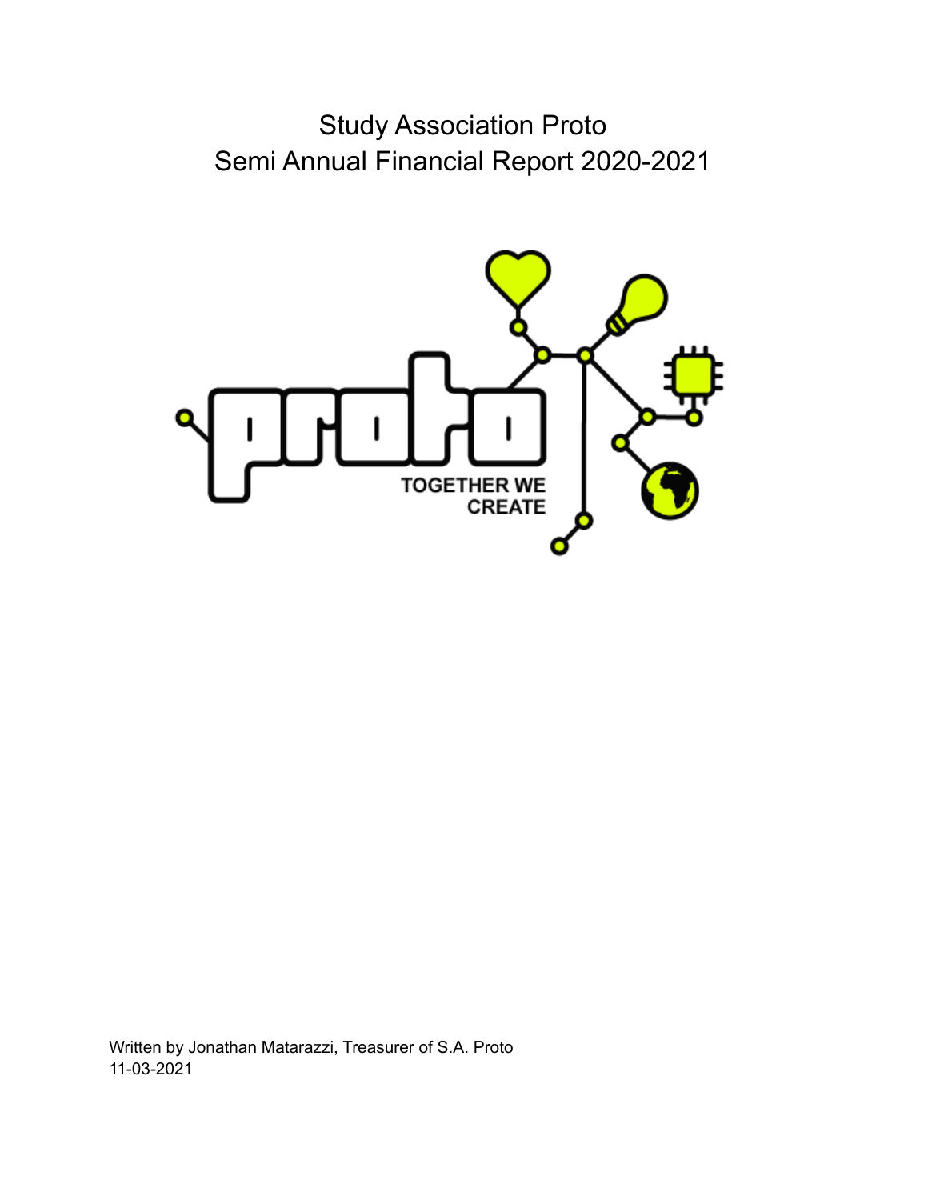# Study Association Proto
# Semi Annual Financial Report 2020-2021

Written by Jonathan Matarazzi, Treasurer of S.A. Proto
11-03-2021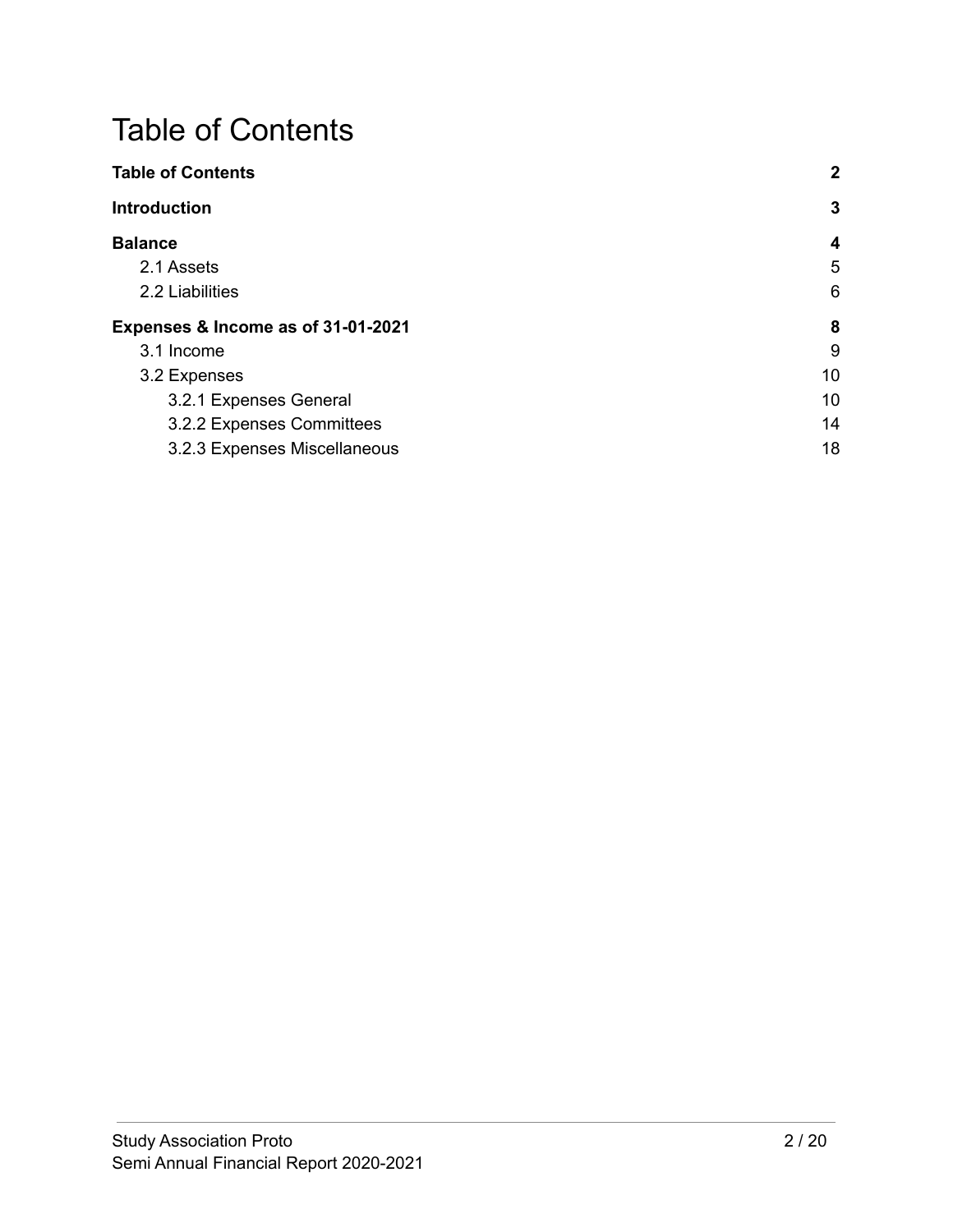# Table of Contents

| | |
|---|---|
| **Table of Contents** | **2** |
| **Introduction** | **3** |
| **Balance** | **4** |
| 2.1 Assets | 5 |
| 2.2 Liabilities | 6 |
| **Expenses & Income as of 31-01-2021** | **8** |
| 3.1 Income | 9 |
| 3.2 Expenses | 10 |
| 3.2.1 Expenses General | 10 |
| 3.2.2 Expenses Committees | 14 |
| 3.2.3 Expenses Miscellaneous | 18 |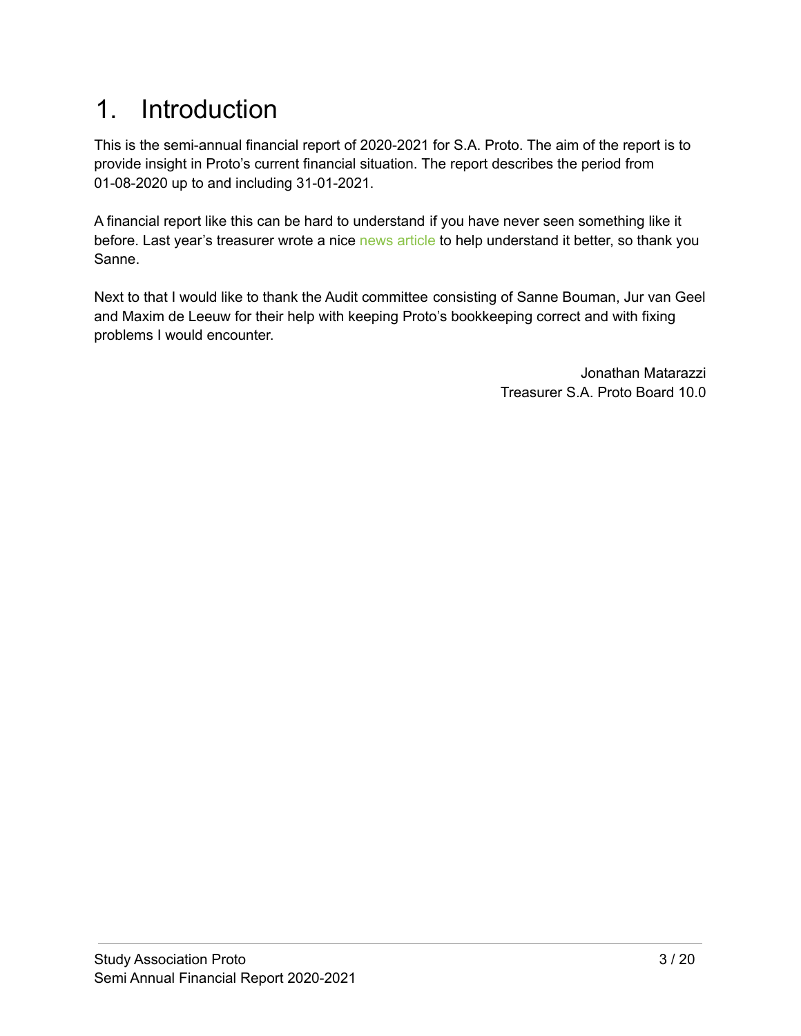# 1. Introduction

This is the semi-annual financial report of 2020-2021 for S.A. Proto. The aim of the report is to provide insight in Proto's current financial situation. The report describes the period from 01-08-2020 up to and including 31-01-2021.

A financial report like this can be hard to understand if you have never seen something like it before. Last year's treasurer wrote a nice news article to help understand it better, so thank you Sanne.

Next to that I would like to thank the Audit committee consisting of Sanne Bouman, Jur van Geel and Maxim de Leeuw for their help with keeping Proto's bookkeeping correct and with fixing problems I would encounter.

Jonathan Matarazzi
Treasurer S.A. Proto Board 10.0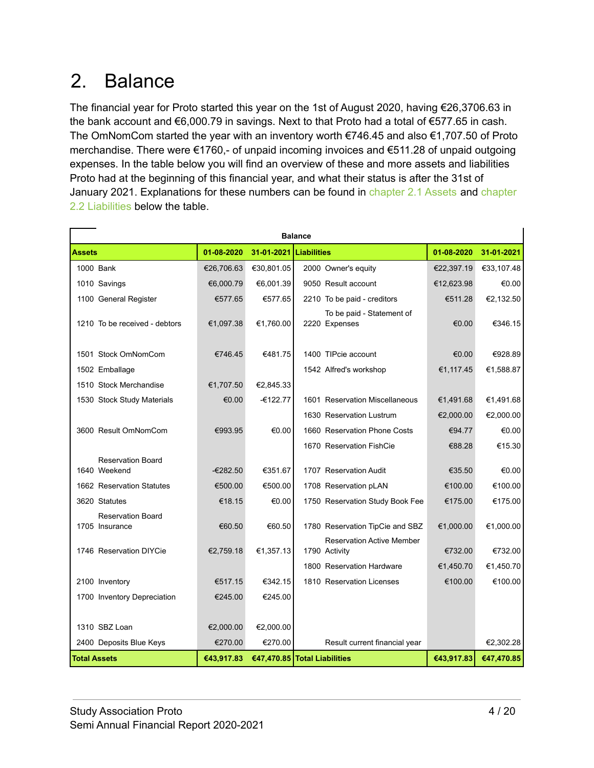# 2. Balance

The financial year for Proto started this year on the 1st of August 2020, having €26,3706.63 in the bank account and €6,000.79 in savings. Next to that Proto had a total of €577.65 in cash. The OmNomCom started the year with an inventory worth €746.45 and also €1,707.50 of Proto merchandise. There were €1760,- of unpaid incoming invoices and €511.28 of unpaid outgoing expenses. In the table below you will find an overview of these and more assets and liabilities Proto had at the beginning of this financial year, and what their status is after the 31st of January 2021. Explanations for these numbers can be found in chapter 2.1 Assets and chapter 2.2 Liabilities below the table.

| Balance | | | | | |
|---|---|---|---|---|---|
| **Assets** | **01-08-2020** | **31-01-2021** | **Liabilities** | **01-08-2020** | **31-01-2021** |
| 1000 Bank | €26,706.63 | €30,801.05 | 2000 Owner's equity | €22,397.19 | €33,107.48 |
| 1010 Savings | €6,000.79 | €6,001.39 | 9050 Result account | €12,623.98 | €0.00 |
| 1100 General Register | €577.65 | €577.65 | 2210 To be paid - creditors | €511.28 | €2,132.50 |
| 1210 To be received - debtors | €1,097.38 | €1,760.00 | 2220 To be paid - Statement of Expenses | €0.00 | €346.15 |
| 1501 Stock OmNomCom | €746.45 | €481.75 | 1400 TIPcie account | €0.00 | €928.89 |
| 1502 Emballage | | | 1542 Alfred's workshop | €1,117.45 | €1,588.87 |
| 1510 Stock Merchandise | €1,707.50 | €2,845.33 | | | |
| 1530 Stock Study Materials | €0.00 | -€122.77 | 1601 Reservation Miscellaneous | €1,491.68 | €1,491.68 |
| | | | 1630 Reservation Lustrum | €2,000.00 | €2,000.00 |
| 3600 Result OmNomCom | €993.95 | €0.00 | 1660 Reservation Phone Costs | €94.77 | €0.00 |
| | | | 1670 Reservation FishCie | €88.28 | €15.30 |
| 1640 Reservation Board Weekend | -€282.50 | €351.67 | 1707 Reservation Audit | €35.50 | €0.00 |
| 1662 Reservation Statutes | €500.00 | €500.00 | 1708 Reservation pLAN | €100.00 | €100.00 |
| 3620 Statutes | €18.15 | €0.00 | 1750 Reservation Study Book Fee | €175.00 | €175.00 |
| 1705 Reservation Board Insurance | €60.50 | €60.50 | 1780 Reservation TipCie and SBZ | €1,000.00 | €1,000.00 |
| 1746 Reservation DIYCie | €2,759.18 | €1,357.13 | 1790 Reservation Active Member Activity | €732.00 | €732.00 |
| | | | 1800 Reservation Hardware | €1,450.70 | €1,450.70 |
| 2100 Inventory | €517.15 | €342.15 | 1810 Reservation Licenses | €100.00 | €100.00 |
| 1700 Inventory Depreciation | €245.00 | €245.00 | | | |
| 1310 SBZ Loan | €2,000.00 | €2,000.00 | | | |
| 2400 Deposits Blue Keys | €270.00 | €270.00 | Result current financial year | | €2,302.28 |
| **Total Assets** | **€43,917.83** | **€47,470.85** | **Total Liabilities** | **€43,917.83** | **€47,470.85** |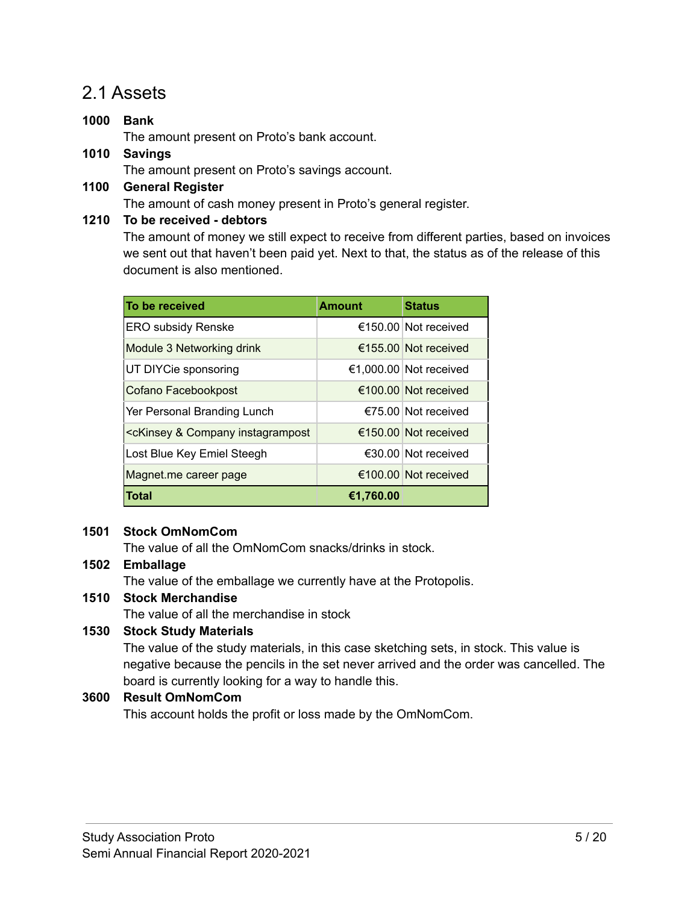## 2.1 Assets

**1000 Bank**

The amount present on Proto's bank account.

**1010 Savings**

The amount present on Proto's savings account.

**1100 General Register**

The amount of cash money present in Proto's general register.

**1210 To be received - debtors**

The amount of money we still expect to receive from different parties, based on invoices we sent out that haven't been paid yet. Next to that, the status as of the release of this document is also mentioned.

| To be received | Amount | Status |
|---|---|---|
| ERO subsidy Renske | €150.00 | Not received |
| Module 3 Networking drink | €155.00 | Not received |
| UT DIYCie sponsoring | €1,000.00 | Not received |
| Cofano Facebookpost | €100.00 | Not received |
| Yer Personal Branding Lunch | €75.00 | Not received |
| <cKinsey & Company instagrampost | €150.00 | Not received |
| Lost Blue Key Emiel Steegh | €30.00 | Not received |
| Magnet.me career page | €100.00 | Not received |
| **Total** | **€1,760.00** | |

**1501 Stock OmNomCom**

The value of all the OmNomCom snacks/drinks in stock.

**1502 Emballage**

The value of the emballage we currently have at the Protopolis.

**1510 Stock Merchandise**

The value of all the merchandise in stock

**1530 Stock Study Materials**

The value of the study materials, in this case sketching sets, in stock. This value is negative because the pencils in the set never arrived and the order was cancelled. The board is currently looking for a way to handle this.

**3600 Result OmNomCom**

This account holds the profit or loss made by the OmNomCom.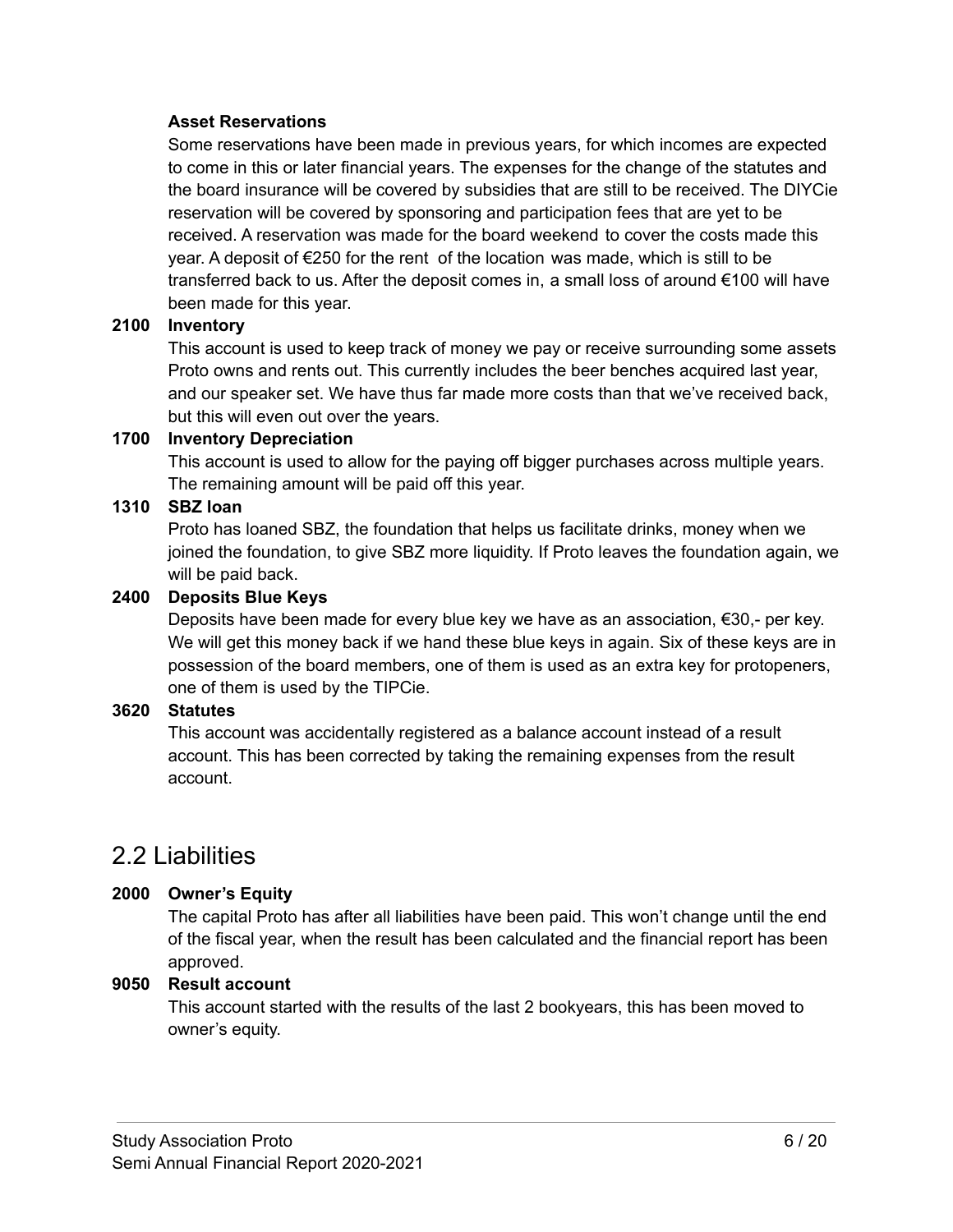**Asset Reservations**

Some reservations have been made in previous years, for which incomes are expected to come in this or later financial years. The expenses for the change of the statutes and the board insurance will be covered by subsidies that are still to be received. The DIYCie reservation will be covered by sponsoring and participation fees that are yet to be received. A reservation was made for the board weekend to cover the costs made this year. A deposit of €250 for the rent of the location was made, which is still to be transferred back to us. After the deposit comes in, a small loss of around €100 will have been made for this year.

**2100 Inventory**

This account is used to keep track of money we pay or receive surrounding some assets Proto owns and rents out. This currently includes the beer benches acquired last year, and our speaker set. We have thus far made more costs than that we've received back, but this will even out over the years.

**1700 Inventory Depreciation**

This account is used to allow for the paying off bigger purchases across multiple years. The remaining amount will be paid off this year.

**1310 SBZ loan**

Proto has loaned SBZ, the foundation that helps us facilitate drinks, money when we joined the foundation, to give SBZ more liquidity. If Proto leaves the foundation again, we will be paid back.

**2400 Deposits Blue Keys**

Deposits have been made for every blue key we have as an association, €30,- per key. We will get this money back if we hand these blue keys in again. Six of these keys are in possession of the board members, one of them is used as an extra key for protopeners, one of them is used by the TIPCie.

**3620 Statutes**

This account was accidentally registered as a balance account instead of a result account. This has been corrected by taking the remaining expenses from the result account.

## 2.2 Liabilities

**2000 Owner's Equity**

The capital Proto has after all liabilities have been paid. This won't change until the end of the fiscal year, when the result has been calculated and the financial report has been approved.

**9050 Result account**

This account started with the results of the last 2 bookyears, this has been moved to owner's equity.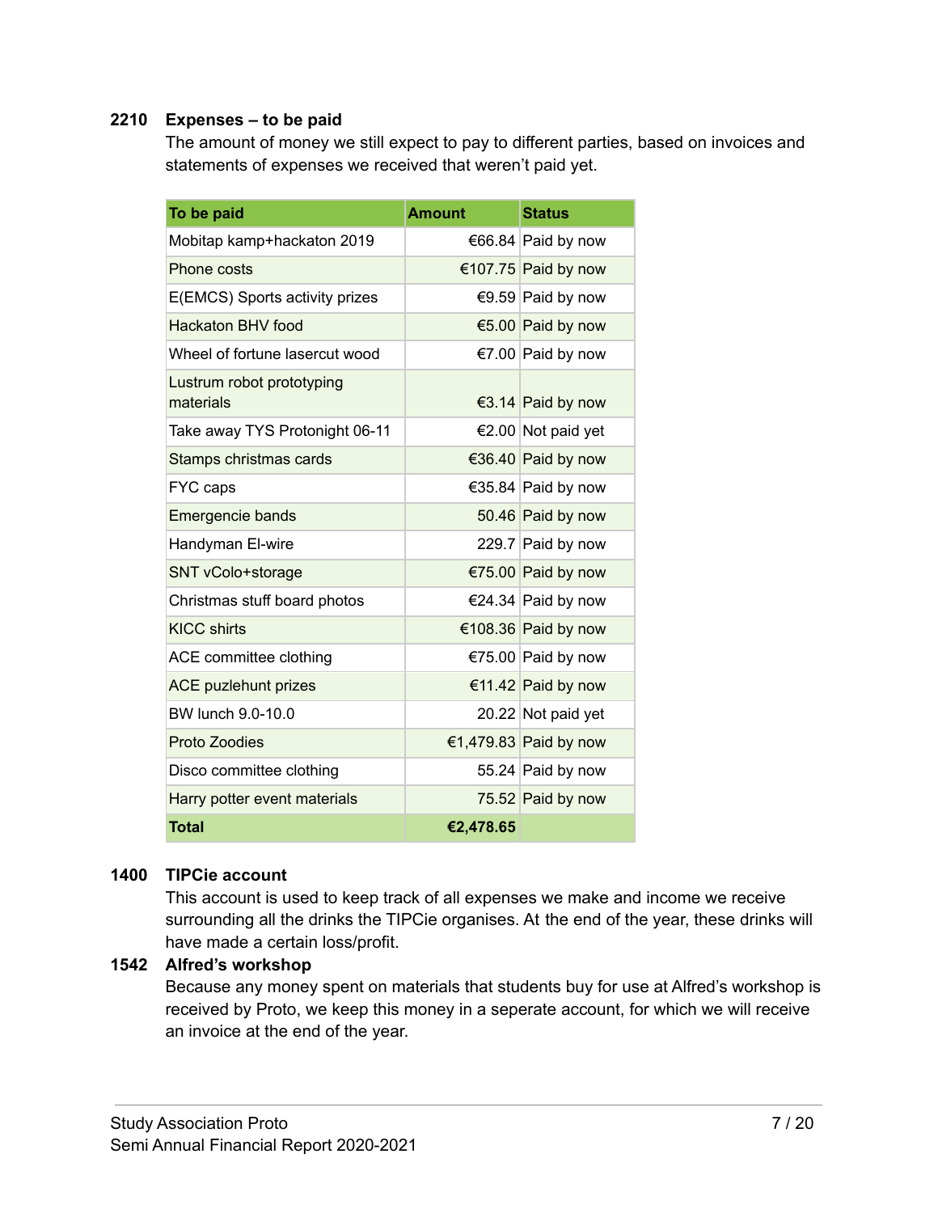### 2210 Expenses – to be paid

The amount of money we still expect to pay to different parties, based on invoices and statements of expenses we received that weren't paid yet.

| To be paid | Amount | Status |
| --- | --- | --- |
| Mobitap kamp+hackaton 2019 | €66.84 | Paid by now |
| Phone costs | €107.75 | Paid by now |
| E(EMCS) Sports activity prizes | €9.59 | Paid by now |
| Hackaton BHV food | €5.00 | Paid by now |
| Wheel of fortune lasercut wood | €7.00 | Paid by now |
| Lustrum robot prototyping materials | €3.14 | Paid by now |
| Take away TYS Protonight 06-11 | €2.00 | Not paid yet |
| Stamps christmas cards | €36.40 | Paid by now |
| FYC caps | €35.84 | Paid by now |
| Emergencie bands | 50.46 | Paid by now |
| Handyman El-wire | 229.7 | Paid by now |
| SNT vColo+storage | €75.00 | Paid by now |
| Christmas stuff board photos | €24.34 | Paid by now |
| KICC shirts | €108.36 | Paid by now |
| ACE committee clothing | €75.00 | Paid by now |
| ACE puzlehunt prizes | €11.42 | Paid by now |
| BW lunch 9.0-10.0 | 20.22 | Not paid yet |
| Proto Zoodies | €1,479.83 | Paid by now |
| Disco committee clothing | 55.24 | Paid by now |
| Harry potter event materials | 75.52 | Paid by now |
| **Total** | **€2,478.65** | |

### 1400 TIPCie account

This account is used to keep track of all expenses we make and income we receive surrounding all the drinks the TIPCie organises. At the end of the year, these drinks will have made a certain loss/profit.

### 1542 Alfred's workshop

Because any money spent on materials that students buy for use at Alfred's workshop is received by Proto, we keep this money in a seperate account, for which we will receive an invoice at the end of the year.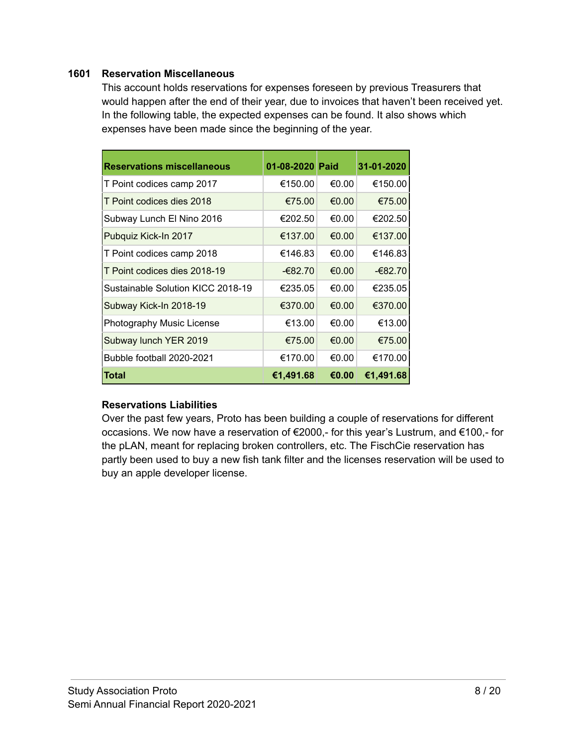### 1601 Reservation Miscellaneous

This account holds reservations for expenses foreseen by previous Treasurers that would happen after the end of their year, due to invoices that haven't been received yet. In the following table, the expected expenses can be found. It also shows which expenses have been made since the beginning of the year.

| **Reservations miscellaneous** | **01-08-2020** | **Paid** | **31-01-2020** |
|---|---|---|---|
| T Point codices camp 2017 | €150.00 | €0.00 | €150.00 |
| T Point codices dies 2018 | €75.00 | €0.00 | €75.00 |
| Subway Lunch El Nino 2016 | €202.50 | €0.00 | €202.50 |
| Pubquiz Kick-In 2017 | €137.00 | €0.00 | €137.00 |
| T Point codices camp 2018 | €146.83 | €0.00 | €146.83 |
| T Point codices dies 2018-19 | -€82.70 | €0.00 | -€82.70 |
| Sustainable Solution KICC 2018-19 | €235.05 | €0.00 | €235.05 |
| Subway Kick-In 2018-19 | €370.00 | €0.00 | €370.00 |
| Photography Music License | €13.00 | €0.00 | €13.00 |
| Subway lunch YER 2019 | €75.00 | €0.00 | €75.00 |
| Bubble football 2020-2021 | €170.00 | €0.00 | €170.00 |
| **Total** | **€1,491.68** | **€0.00** | **€1,491.68** |

**Reservations Liabilities**

Over the past few years, Proto has been building a couple of reservations for different occasions. We now have a reservation of €2000,- for this year's Lustrum, and €100,- for the pLAN, meant for replacing broken controllers, etc. The FischCie reservation has partly been used to buy a new fish tank filter and the licenses reservation will be used to buy an apple developer license.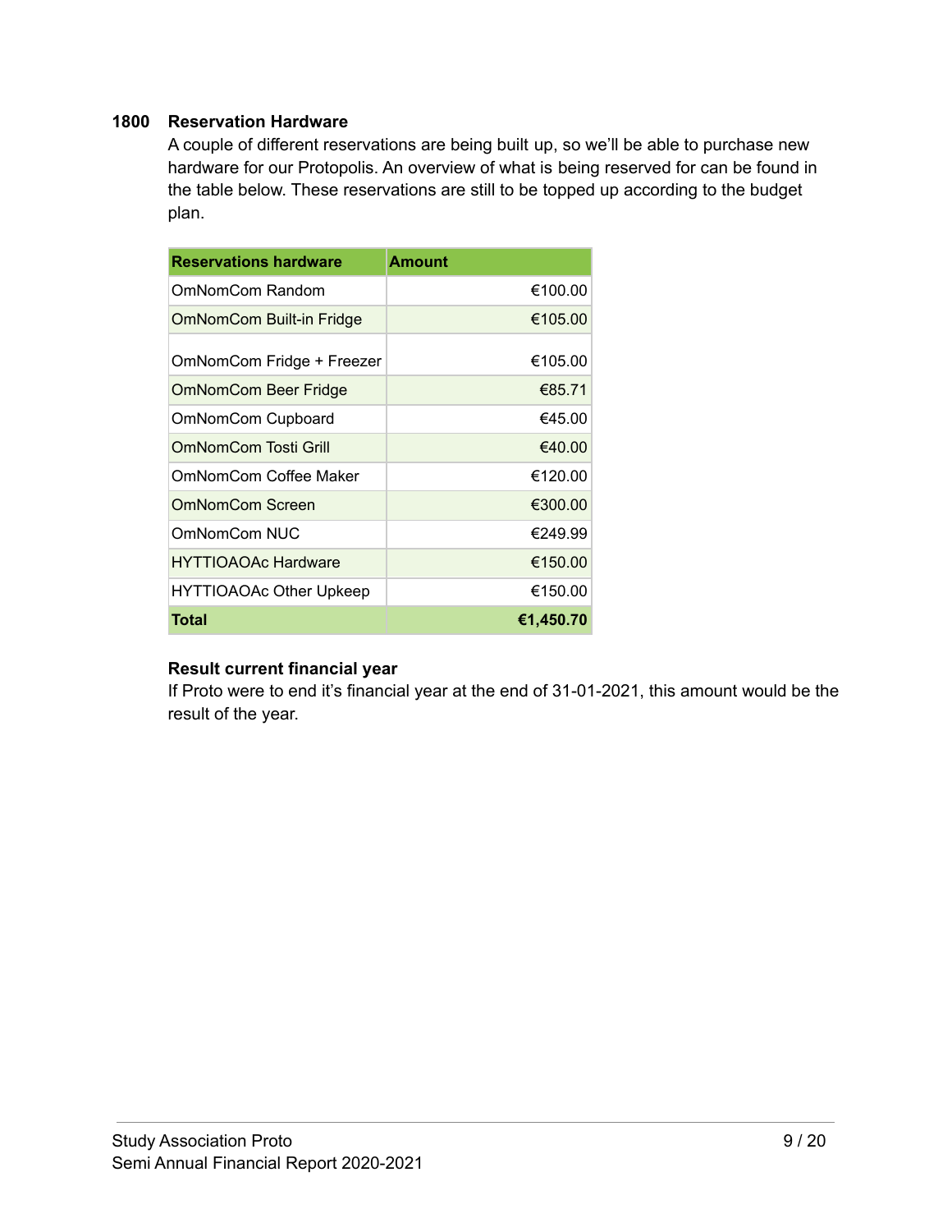### 1800 Reservation Hardware

A couple of different reservations are being built up, so we'll be able to purchase new hardware for our Protopolis. An overview of what is being reserved for can be found in the table below. These reservations are still to be topped up according to the budget plan.

| Reservations hardware | Amount |
|---|---:|
| OmNomCom Random | €100.00 |
| OmNomCom Built-in Fridge | €105.00 |
| OmNomCom Fridge + Freezer | €105.00 |
| OmNomCom Beer Fridge | €85.71 |
| OmNomCom Cupboard | €45.00 |
| OmNomCom Tosti Grill | €40.00 |
| OmNomCom Coffee Maker | €120.00 |
| OmNomCom Screen | €300.00 |
| OmNomCom NUC | €249.99 |
| HYTTIOAOAc Hardware | €150.00 |
| HYTTIOAOAc Other Upkeep | €150.00 |
| **Total** | **€1,450.70** |

**Result current financial year**

If Proto were to end it's financial year at the end of 31-01-2021, this amount would be the result of the year.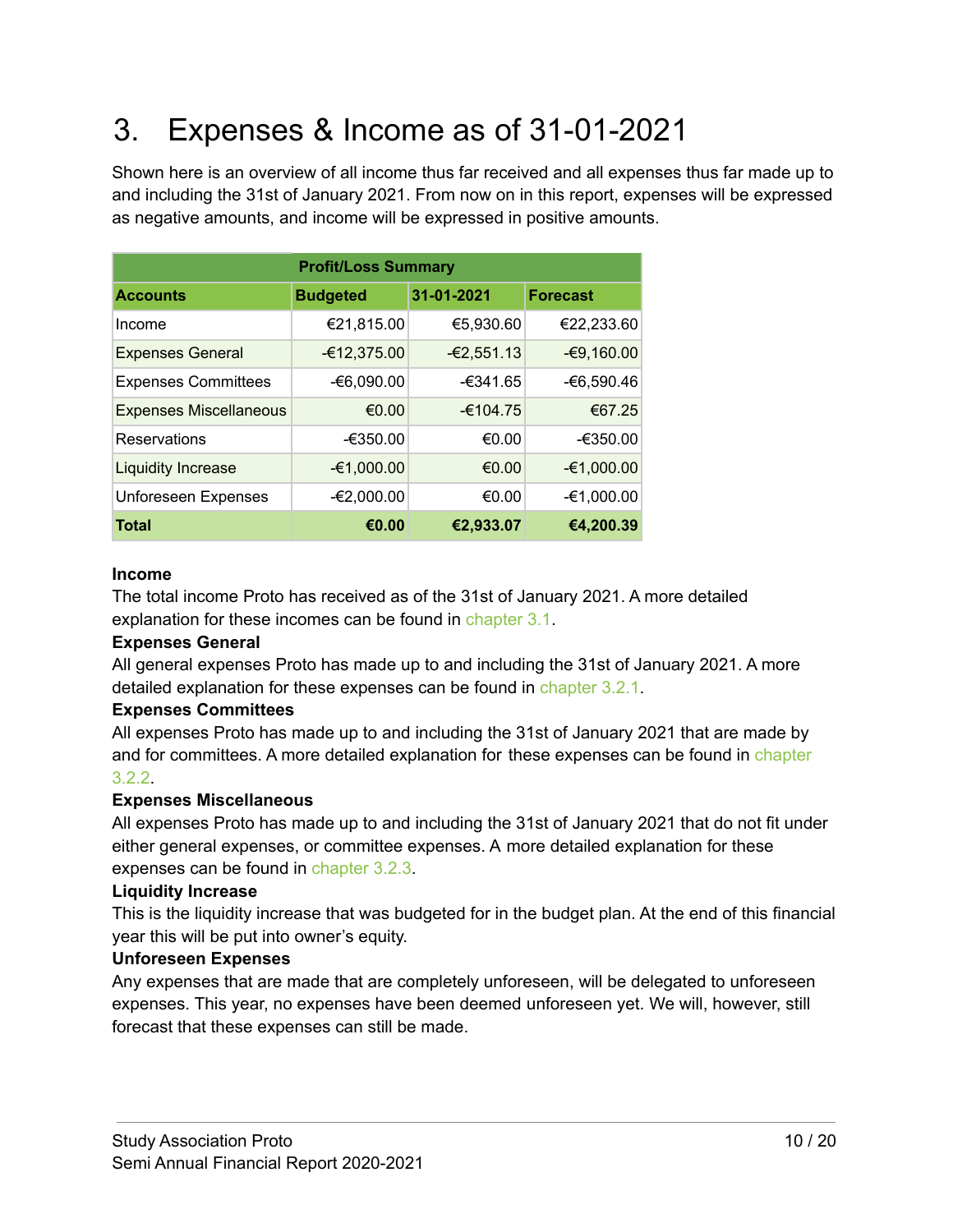# 3. Expenses & Income as of 31-01-2021

Shown here is an overview of all income thus far received and all expenses thus far made up to and including the 31st of January 2021. From now on in this report, expenses will be expressed as negative amounts, and income will be expressed in positive amounts.

| Profit/Loss Summary | | | |
|---|---|---|---|
| **Accounts** | **Budgeted** | **31-01-2021** | **Forecast** |
| Income | €21,815.00 | €5,930.60 | €22,233.60 |
| Expenses General | -€12,375.00 | -€2,551.13 | -€9,160.00 |
| Expenses Committees | -€6,090.00 | -€341.65 | -€6,590.46 |
| Expenses Miscellaneous | €0.00 | -€104.75 | €67.25 |
| Reservations | -€350.00 | €0.00 | -€350.00 |
| Liquidity Increase | -€1,000.00 | €0.00 | -€1,000.00 |
| Unforeseen Expenses | -€2,000.00 | €0.00 | -€1,000.00 |
| **Total** | **€0.00** | **€2,933.07** | **€4,200.39** |

**Income**
The total income Proto has received as of the 31st of January 2021. A more detailed explanation for these incomes can be found in chapter 3.1.

**Expenses General**
All general expenses Proto has made up to and including the 31st of January 2021. A more detailed explanation for these expenses can be found in chapter 3.2.1.

**Expenses Committees**
All expenses Proto has made up to and including the 31st of January 2021 that are made by and for committees. A more detailed explanation for these expenses can be found in chapter 3.2.2.

**Expenses Miscellaneous**
All expenses Proto has made up to and including the 31st of January 2021 that do not fit under either general expenses, or committee expenses. A more detailed explanation for these expenses can be found in chapter 3.2.3.

**Liquidity Increase**
This is the liquidity increase that was budgeted for in the budget plan. At the end of this financial year this will be put into owner's equity.

**Unforeseen Expenses**
Any expenses that are made that are completely unforeseen, will be delegated to unforeseen expenses. This year, no expenses have been deemed unforeseen yet. We will, however, still forecast that these expenses can still be made.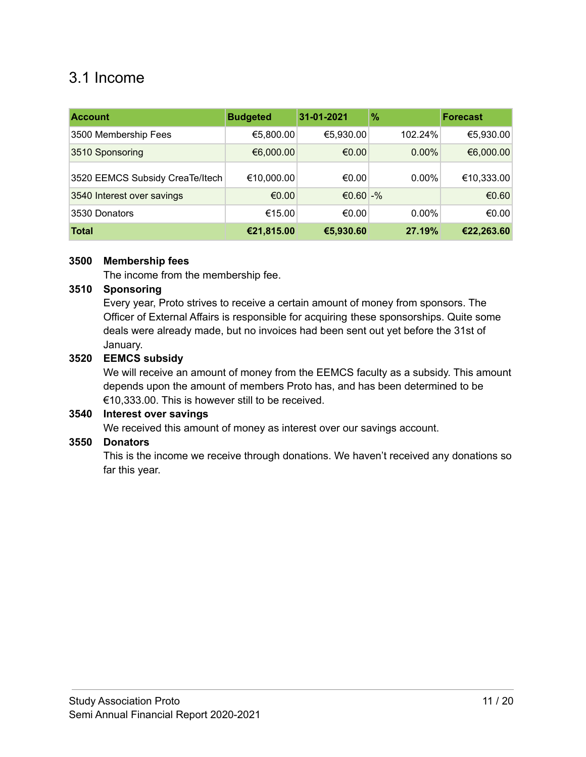## 3.1 Income

| Account | Budgeted | 31-01-2021 | % | Forecast |
|---|---|---|---|---|
| 3500 Membership Fees | €5,800.00 | €5,930.00 | 102.24% | €5,930.00 |
| 3510 Sponsoring | €6,000.00 | €0.00 | 0.00% | €6,000.00 |
| 3520 EEMCS Subsidy CreaTe/Itech | €10,000.00 | €0.00 | 0.00% | €10,333.00 |
| 3540 Interest over savings | €0.00 | €0.60 | -% | €0.60 |
| 3530 Donators | €15.00 | €0.00 | 0.00% | €0.00 |
| **Total** | **€21,815.00** | **€5,930.60** | **27.19%** | **€22,263.60** |

**3500 Membership fees**
The income from the membership fee.

**3510 Sponsoring**
Every year, Proto strives to receive a certain amount of money from sponsors. The Officer of External Affairs is responsible for acquiring these sponsorships. Quite some deals were already made, but no invoices had been sent out yet before the 31st of January.

**3520 EEMCS subsidy**
We will receive an amount of money from the EEMCS faculty as a subsidy. This amount depends upon the amount of members Proto has, and has been determined to be €10,333.00. This is however still to be received.

**3540 Interest over savings**
We received this amount of money as interest over our savings account.

**3550 Donators**
This is the income we receive through donations. We haven't received any donations so far this year.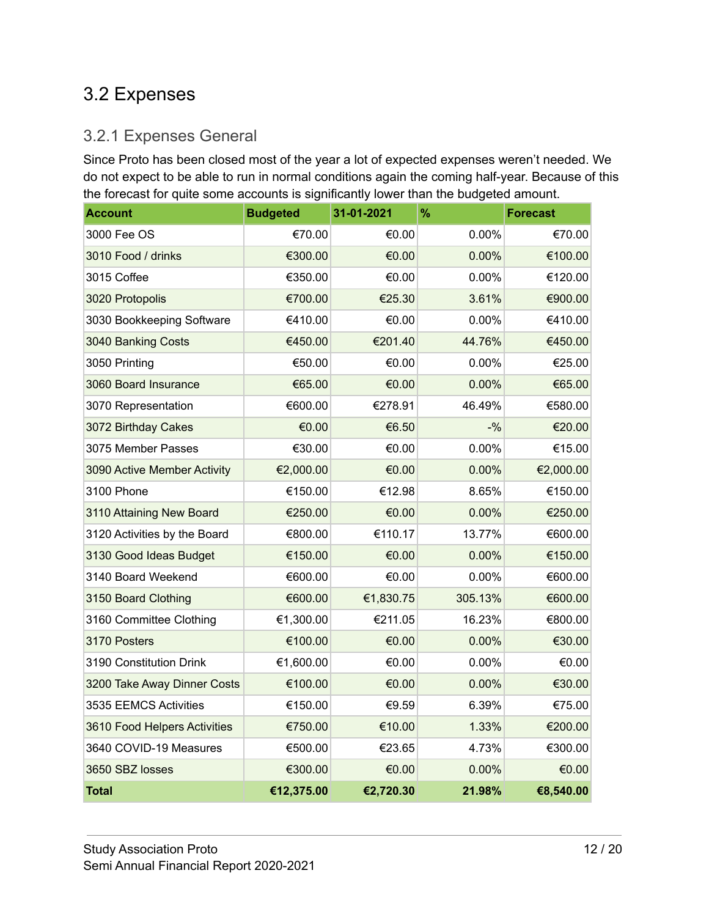## 3.2 Expenses

### 3.2.1 Expenses General

Since Proto has been closed most of the year a lot of expected expenses weren't needed. We do not expect to be able to run in normal conditions again the coming half-year. Because of this the forecast for quite some accounts is significantly lower than the budgeted amount.

| Account | Budgeted | 31-01-2021 | % | Forecast |
|---|---|---|---|---|
| 3000 Fee OS | €70.00 | €0.00 | 0.00% | €70.00 |
| 3010 Food / drinks | €300.00 | €0.00 | 0.00% | €100.00 |
| 3015 Coffee | €350.00 | €0.00 | 0.00% | €120.00 |
| 3020 Protopolis | €700.00 | €25.30 | 3.61% | €900.00 |
| 3030 Bookkeeping Software | €410.00 | €0.00 | 0.00% | €410.00 |
| 3040 Banking Costs | €450.00 | €201.40 | 44.76% | €450.00 |
| 3050 Printing | €50.00 | €0.00 | 0.00% | €25.00 |
| 3060 Board Insurance | €65.00 | €0.00 | 0.00% | €65.00 |
| 3070 Representation | €600.00 | €278.91 | 46.49% | €580.00 |
| 3072 Birthday Cakes | €0.00 | €6.50 | -% | €20.00 |
| 3075 Member Passes | €30.00 | €0.00 | 0.00% | €15.00 |
| 3090 Active Member Activity | €2,000.00 | €0.00 | 0.00% | €2,000.00 |
| 3100 Phone | €150.00 | €12.98 | 8.65% | €150.00 |
| 3110 Attaining New Board | €250.00 | €0.00 | 0.00% | €250.00 |
| 3120 Activities by the Board | €800.00 | €110.17 | 13.77% | €600.00 |
| 3130 Good Ideas Budget | €150.00 | €0.00 | 0.00% | €150.00 |
| 3140 Board Weekend | €600.00 | €0.00 | 0.00% | €600.00 |
| 3150 Board Clothing | €600.00 | €1,830.75 | 305.13% | €600.00 |
| 3160 Committee Clothing | €1,300.00 | €211.05 | 16.23% | €800.00 |
| 3170 Posters | €100.00 | €0.00 | 0.00% | €30.00 |
| 3190 Constitution Drink | €1,600.00 | €0.00 | 0.00% | €0.00 |
| 3200 Take Away Dinner Costs | €100.00 | €0.00 | 0.00% | €30.00 |
| 3535 EEMCS Activities | €150.00 | €9.59 | 6.39% | €75.00 |
| 3610 Food Helpers Activities | €750.00 | €10.00 | 1.33% | €200.00 |
| 3640 COVID-19 Measures | €500.00 | €23.65 | 4.73% | €300.00 |
| 3650 SBZ losses | €300.00 | €0.00 | 0.00% | €0.00 |
| **Total** | **€12,375.00** | **€2,720.30** | **21.98%** | **€8,540.00** |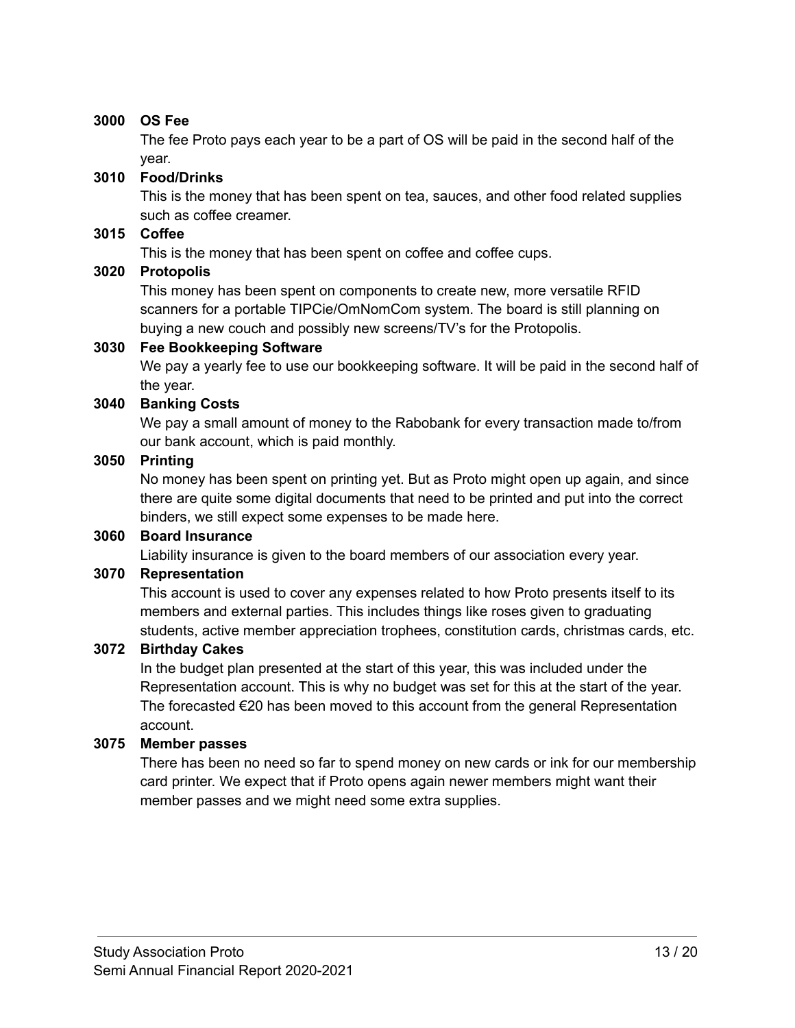**3000 OS Fee**

The fee Proto pays each year to be a part of OS will be paid in the second half of the year.

**3010 Food/Drinks**

This is the money that has been spent on tea, sauces, and other food related supplies such as coffee creamer.

**3015 Coffee**

This is the money that has been spent on coffee and coffee cups.

**3020 Protopolis**

This money has been spent on components to create new, more versatile RFID scanners for a portable TIPCie/OmNomCom system. The board is still planning on buying a new couch and possibly new screens/TV's for the Protopolis.

**3030 Fee Bookkeeping Software**

We pay a yearly fee to use our bookkeeping software. It will be paid in the second half of the year.

**3040 Banking Costs**

We pay a small amount of money to the Rabobank for every transaction made to/from our bank account, which is paid monthly.

**3050 Printing**

No money has been spent on printing yet. But as Proto might open up again, and since there are quite some digital documents that need to be printed and put into the correct binders, we still expect some expenses to be made here.

**3060 Board Insurance**

Liability insurance is given to the board members of our association every year.

**3070 Representation**

This account is used to cover any expenses related to how Proto presents itself to its members and external parties. This includes things like roses given to graduating students, active member appreciation trophees, constitution cards, christmas cards, etc.

**3072 Birthday Cakes**

In the budget plan presented at the start of this year, this was included under the Representation account. This is why no budget was set for this at the start of the year. The forecasted €20 has been moved to this account from the general Representation account.

**3075 Member passes**

There has been no need so far to spend money on new cards or ink for our membership card printer. We expect that if Proto opens again newer members might want their member passes and we might need some extra supplies.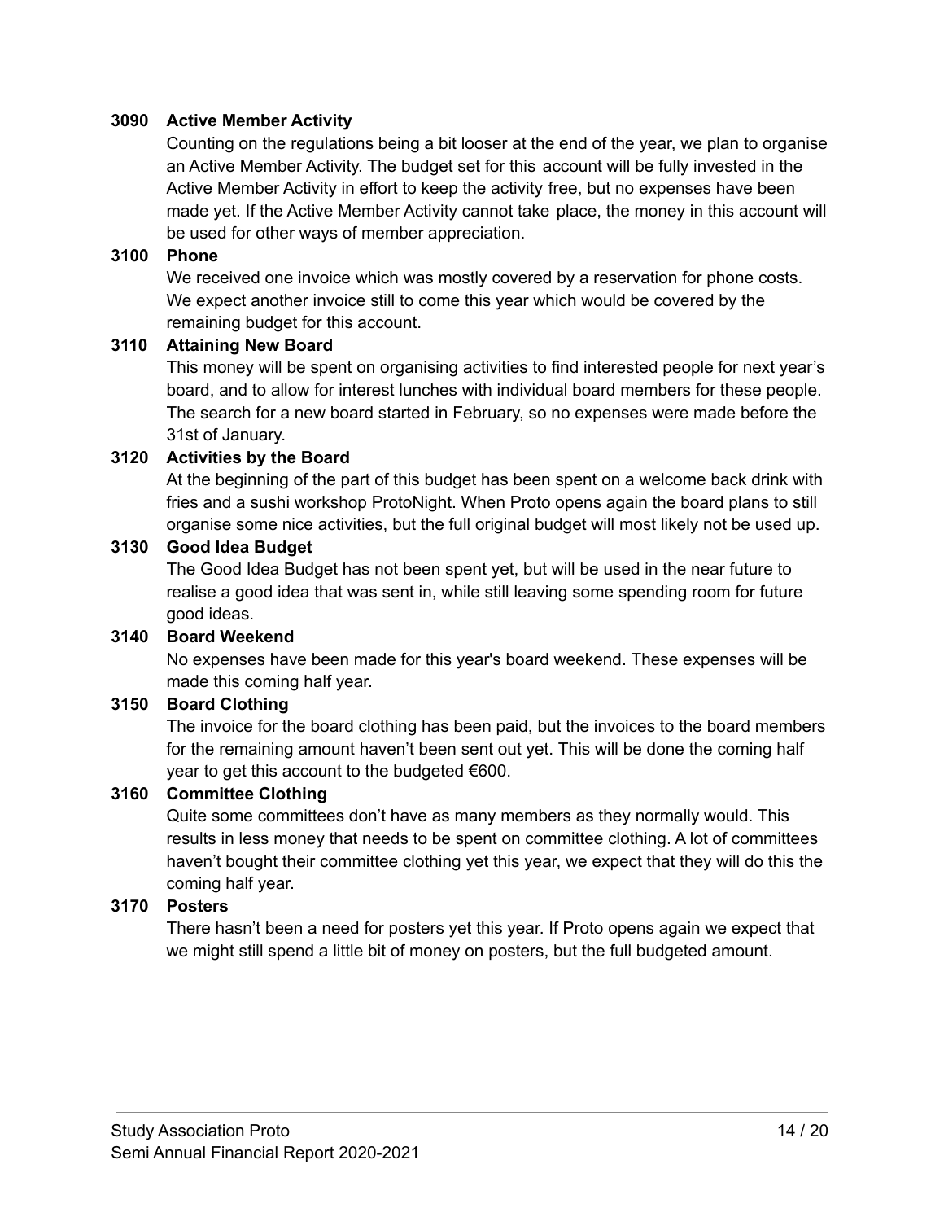**3090 Active Member Activity**

Counting on the regulations being a bit looser at the end of the year, we plan to organise an Active Member Activity. The budget set for this account will be fully invested in the Active Member Activity in effort to keep the activity free, but no expenses have been made yet. If the Active Member Activity cannot take place, the money in this account will be used for other ways of member appreciation.

**3100 Phone**

We received one invoice which was mostly covered by a reservation for phone costs. We expect another invoice still to come this year which would be covered by the remaining budget for this account.

**3110 Attaining New Board**

This money will be spent on organising activities to find interested people for next year's board, and to allow for interest lunches with individual board members for these people. The search for a new board started in February, so no expenses were made before the 31st of January.

**3120 Activities by the Board**

At the beginning of the part of this budget has been spent on a welcome back drink with fries and a sushi workshop ProtoNight. When Proto opens again the board plans to still organise some nice activities, but the full original budget will most likely not be used up.

**3130 Good Idea Budget**

The Good Idea Budget has not been spent yet, but will be used in the near future to realise a good idea that was sent in, while still leaving some spending room for future good ideas.

**3140 Board Weekend**

No expenses have been made for this year's board weekend. These expenses will be made this coming half year.

**3150 Board Clothing**

The invoice for the board clothing has been paid, but the invoices to the board members for the remaining amount haven't been sent out yet. This will be done the coming half year to get this account to the budgeted €600.

**3160 Committee Clothing**

Quite some committees don't have as many members as they normally would. This results in less money that needs to be spent on committee clothing. A lot of committees haven't bought their committee clothing yet this year, we expect that they will do this the coming half year.

**3170 Posters**

There hasn't been a need for posters yet this year. If Proto opens again we expect that we might still spend a little bit of money on posters, but the full budgeted amount.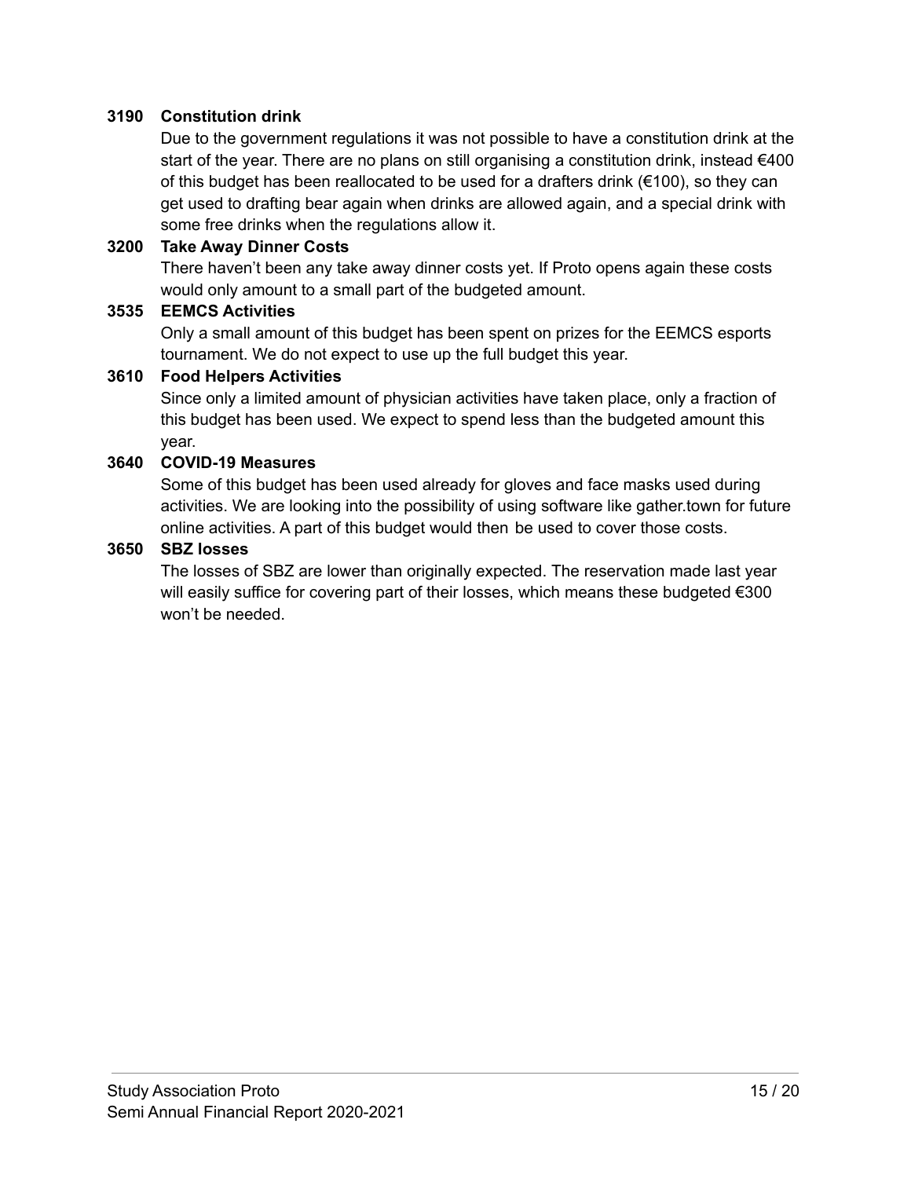**3190 Constitution drink**

Due to the government regulations it was not possible to have a constitution drink at the start of the year. There are no plans on still organising a constitution drink, instead €400 of this budget has been reallocated to be used for a drafters drink (€100), so they can get used to drafting bear again when drinks are allowed again, and a special drink with some free drinks when the regulations allow it.

**3200 Take Away Dinner Costs**

There haven't been any take away dinner costs yet. If Proto opens again these costs would only amount to a small part of the budgeted amount.

**3535 EEMCS Activities**

Only a small amount of this budget has been spent on prizes for the EEMCS esports tournament. We do not expect to use up the full budget this year.

**3610 Food Helpers Activities**

Since only a limited amount of physician activities have taken place, only a fraction of this budget has been used. We expect to spend less than the budgeted amount this year.

**3640 COVID-19 Measures**

Some of this budget has been used already for gloves and face masks used during activities. We are looking into the possibility of using software like gather.town for future online activities. A part of this budget would then be used to cover those costs.

**3650 SBZ losses**

The losses of SBZ are lower than originally expected. The reservation made last year will easily suffice for covering part of their losses, which means these budgeted €300 won't be needed.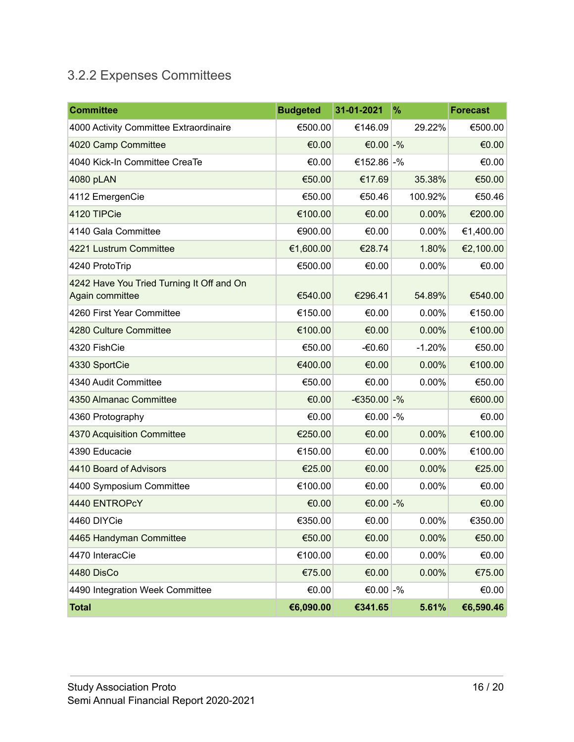### 3.2.2 Expenses Committees

| Committee | Budgeted | 31-01-2021 | % | Forecast |
|---|---|---|---|---|
| 4000 Activity Committee Extraordinaire | €500.00 | €146.09 | 29.22% | €500.00 |
| 4020 Camp Committee | €0.00 | €0.00 | -% | €0.00 |
| 4040 Kick-In Committee CreaTe | €0.00 | €152.86 | -% | €0.00 |
| 4080 pLAN | €50.00 | €17.69 | 35.38% | €50.00 |
| 4112 EmergenCie | €50.00 | €50.46 | 100.92% | €50.46 |
| 4120 TIPCie | €100.00 | €0.00 | 0.00% | €200.00 |
| 4140 Gala Committee | €900.00 | €0.00 | 0.00% | €1,400.00 |
| 4221 Lustrum Committee | €1,600.00 | €28.74 | 1.80% | €2,100.00 |
| 4240 ProtoTrip | €500.00 | €0.00 | 0.00% | €0.00 |
| 4242 Have You Tried Turning It Off and On Again committee | €540.00 | €296.41 | 54.89% | €540.00 |
| 4260 First Year Committee | €150.00 | €0.00 | 0.00% | €150.00 |
| 4280 Culture Committee | €100.00 | €0.00 | 0.00% | €100.00 |
| 4320 FishCie | €50.00 | -€0.60 | -1.20% | €50.00 |
| 4330 SportCie | €400.00 | €0.00 | 0.00% | €100.00 |
| 4340 Audit Committee | €50.00 | €0.00 | 0.00% | €50.00 |
| 4350 Almanac Committee | €0.00 | -€350.00 | -% | €600.00 |
| 4360 Protography | €0.00 | €0.00 | -% | €0.00 |
| 4370 Acquisition Committee | €250.00 | €0.00 | 0.00% | €100.00 |
| 4390 Educacie | €150.00 | €0.00 | 0.00% | €100.00 |
| 4410 Board of Advisors | €25.00 | €0.00 | 0.00% | €25.00 |
| 4400 Symposium Committee | €100.00 | €0.00 | 0.00% | €0.00 |
| 4440 ENTROPcY | €0.00 | €0.00 | -% | €0.00 |
| 4460 DIYCie | €350.00 | €0.00 | 0.00% | €350.00 |
| 4465 Handyman Committee | €50.00 | €0.00 | 0.00% | €50.00 |
| 4470 InteracCie | €100.00 | €0.00 | 0.00% | €0.00 |
| 4480 DisCo | €75.00 | €0.00 | 0.00% | €75.00 |
| 4490 Integration Week Committee | €0.00 | €0.00 | -% | €0.00 |
| **Total** | **€6,090.00** | **€341.65** | **5.61%** | **€6,590.46** |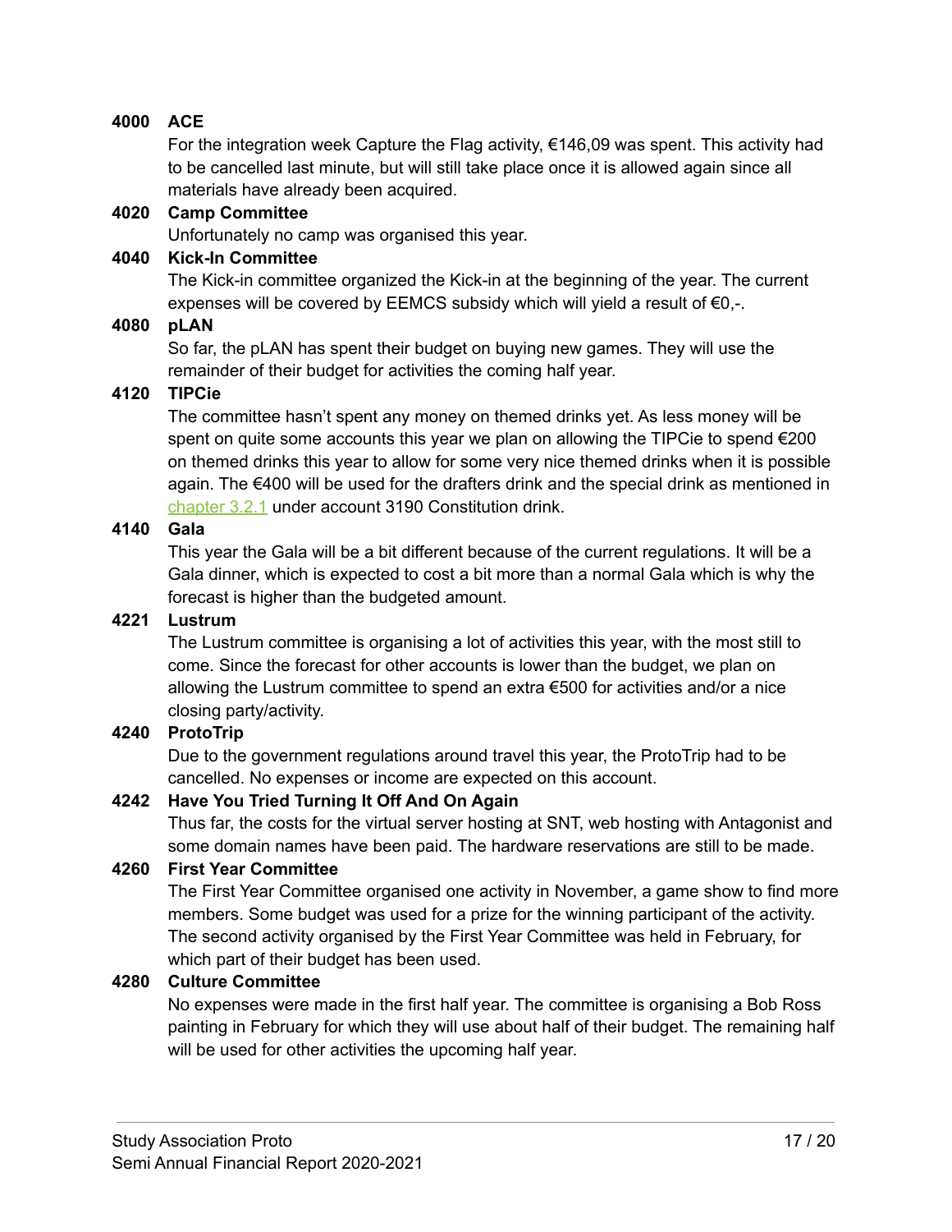**4000 ACE**

For the integration week Capture the Flag activity, €146,09 was spent. This activity had to be cancelled last minute, but will still take place once it is allowed again since all materials have already been acquired.

**4020 Camp Committee**

Unfortunately no camp was organised this year.

**4040 Kick-In Committee**

The Kick-in committee organized the Kick-in at the beginning of the year. The current expenses will be covered by EEMCS subsidy which will yield a result of €0,-.

**4080 pLAN**

So far, the pLAN has spent their budget on buying new games. They will use the remainder of their budget for activities the coming half year.

**4120 TIPCie**

The committee hasn't spent any money on themed drinks yet. As less money will be spent on quite some accounts this year we plan on allowing the TIPCie to spend €200 on themed drinks this year to allow for some very nice themed drinks when it is possible again. The €400 will be used for the drafters drink and the special drink as mentioned in chapter 3.2.1 under account 3190 Constitution drink.

**4140 Gala**

This year the Gala will be a bit different because of the current regulations. It will be a Gala dinner, which is expected to cost a bit more than a normal Gala which is why the forecast is higher than the budgeted amount.

**4221 Lustrum**

The Lustrum committee is organising a lot of activities this year, with the most still to come. Since the forecast for other accounts is lower than the budget, we plan on allowing the Lustrum committee to spend an extra €500 for activities and/or a nice closing party/activity.

**4240 ProtoTrip**

Due to the government regulations around travel this year, the ProtoTrip had to be cancelled. No expenses or income are expected on this account.

**4242 Have You Tried Turning It Off And On Again**

Thus far, the costs for the virtual server hosting at SNT, web hosting with Antagonist and some domain names have been paid. The hardware reservations are still to be made.

**4260 First Year Committee**

The First Year Committee organised one activity in November, a game show to find more members. Some budget was used for a prize for the winning participant of the activity. The second activity organised by the First Year Committee was held in February, for which part of their budget has been used.

**4280 Culture Committee**

No expenses were made in the first half year. The committee is organising a Bob Ross painting in February for which they will use about half of their budget. The remaining half will be used for other activities the upcoming half year.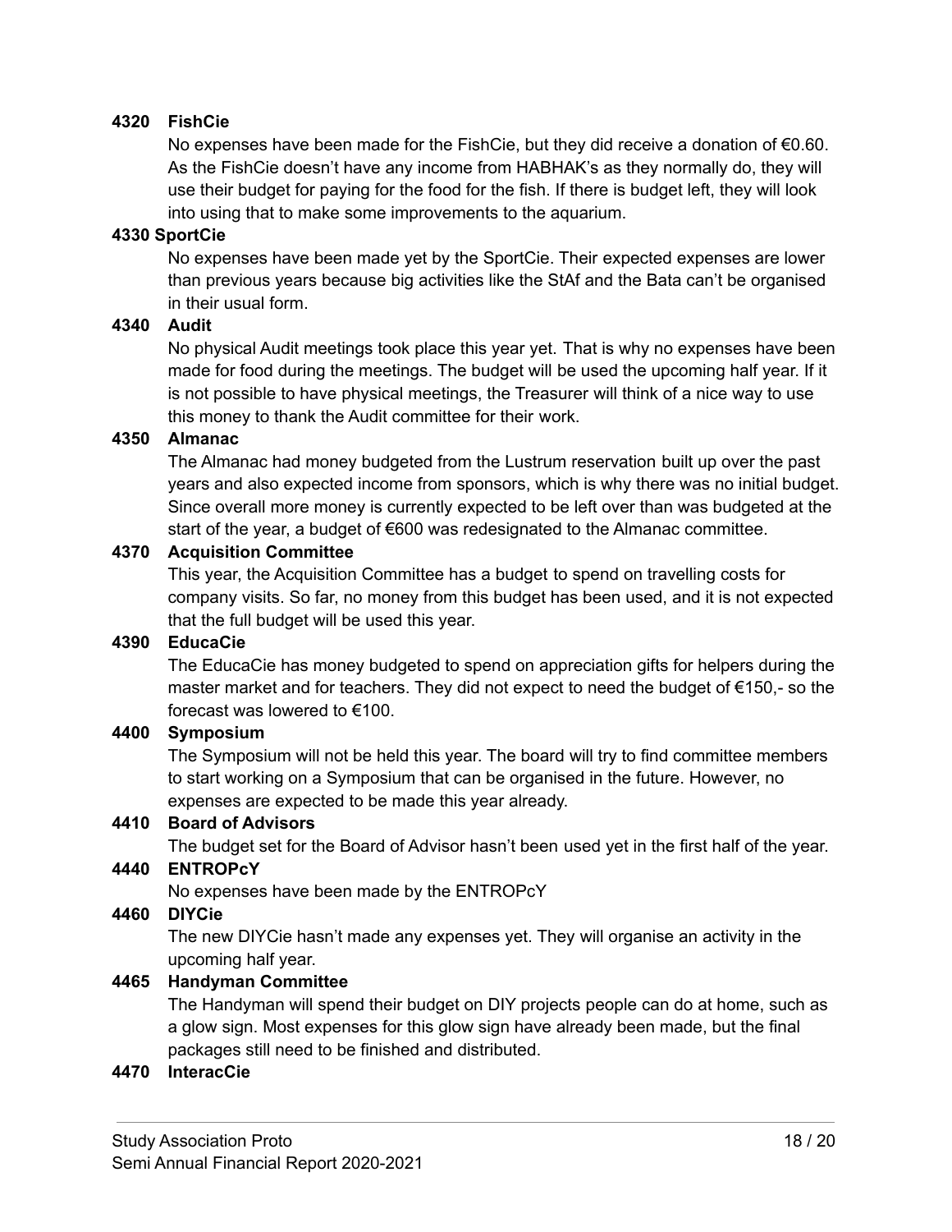**4320 FishCie**

No expenses have been made for the FishCie, but they did receive a donation of €0.60. As the FishCie doesn't have any income from HABHAK's as they normally do, they will use their budget for paying for the food for the fish. If there is budget left, they will look into using that to make some improvements to the aquarium.

**4330 SportCie**

No expenses have been made yet by the SportCie. Their expected expenses are lower than previous years because big activities like the StAf and the Bata can't be organised in their usual form.

**4340 Audit**

No physical Audit meetings took place this year yet. That is why no expenses have been made for food during the meetings. The budget will be used the upcoming half year. If it is not possible to have physical meetings, the Treasurer will think of a nice way to use this money to thank the Audit committee for their work.

**4350 Almanac**

The Almanac had money budgeted from the Lustrum reservation built up over the past years and also expected income from sponsors, which is why there was no initial budget. Since overall more money is currently expected to be left over than was budgeted at the start of the year, a budget of €600 was redesignated to the Almanac committee.

**4370 Acquisition Committee**

This year, the Acquisition Committee has a budget to spend on travelling costs for company visits. So far, no money from this budget has been used, and it is not expected that the full budget will be used this year.

**4390 EducaCie**

The EducaCie has money budgeted to spend on appreciation gifts for helpers during the master market and for teachers. They did not expect to need the budget of €150,- so the forecast was lowered to €100.

**4400 Symposium**

The Symposium will not be held this year. The board will try to find committee members to start working on a Symposium that can be organised in the future. However, no expenses are expected to be made this year already.

**4410 Board of Advisors**

The budget set for the Board of Advisor hasn't been used yet in the first half of the year.

**4440 ENTROPcY**

No expenses have been made by the ENTROPcY

**4460 DIYCie**

The new DIYCie hasn't made any expenses yet. They will organise an activity in the upcoming half year.

**4465 Handyman Committee**

The Handyman will spend their budget on DIY projects people can do at home, such as a glow sign. Most expenses for this glow sign have already been made, but the final packages still need to be finished and distributed.

**4470 InteracCie**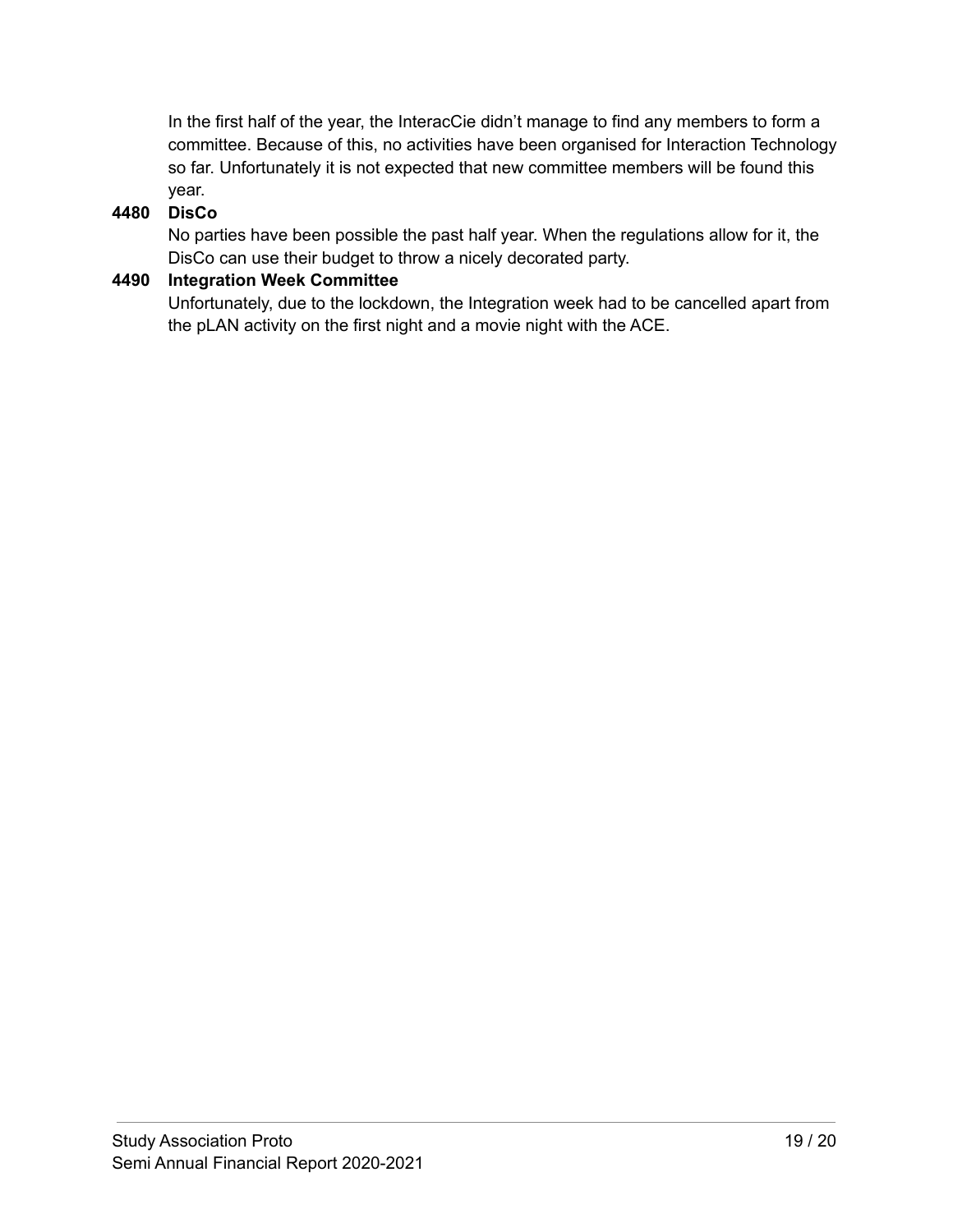In the first half of the year, the InteracCie didn't manage to find any members to form a committee. Because of this, no activities have been organised for Interaction Technology so far. Unfortunately it is not expected that new committee members will be found this year.

**4480 DisCo**

No parties have been possible the past half year. When the regulations allow for it, the DisCo can use their budget to throw a nicely decorated party.

**4490 Integration Week Committee**

Unfortunately, due to the lockdown, the Integration week had to be cancelled apart from the pLAN activity on the first night and a movie night with the ACE.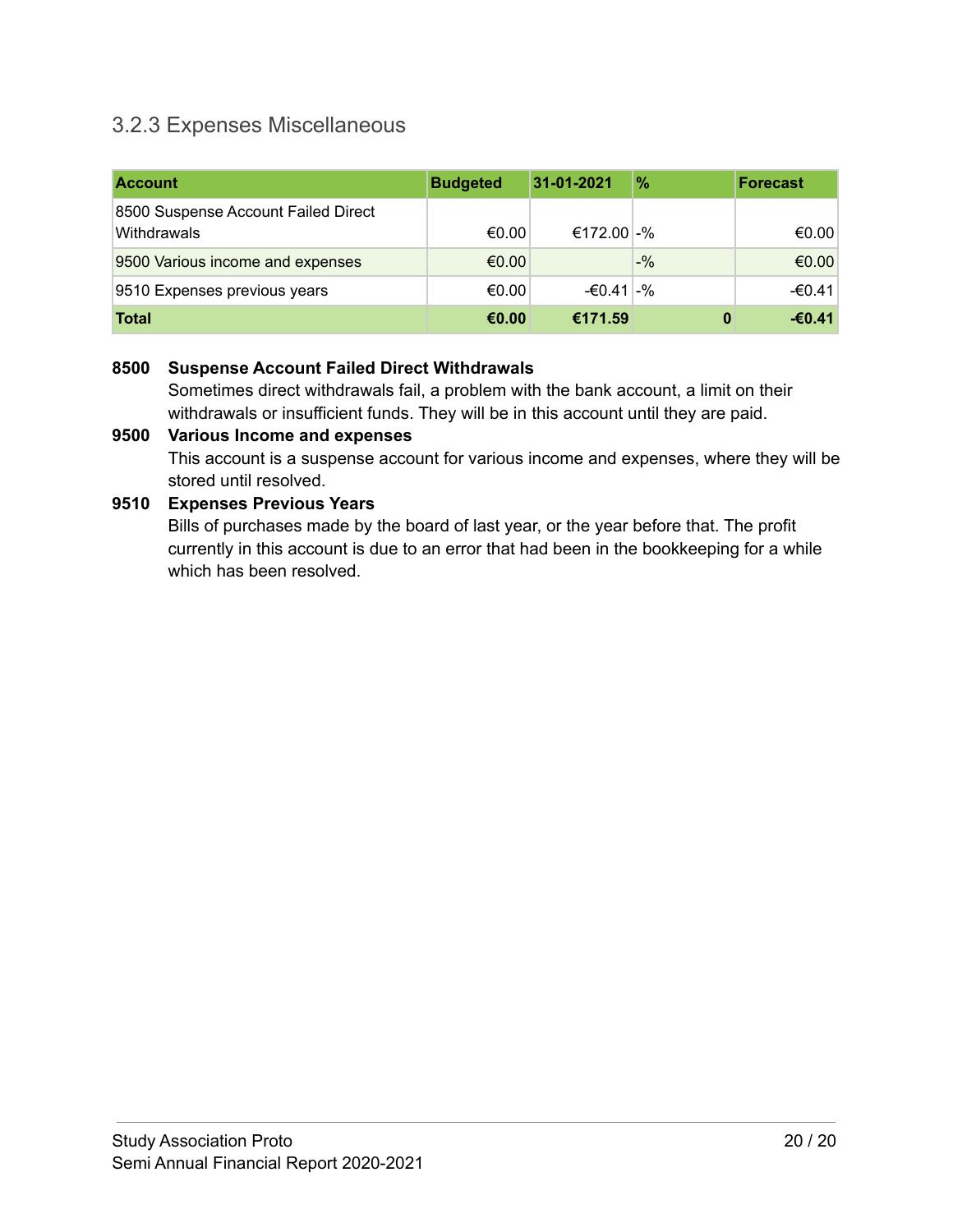### 3.2.3 Expenses Miscellaneous

| Account | Budgeted | 31-01-2021 | % | Forecast |
|---|---|---|---|---|
| 8500 Suspense Account Failed Direct Withdrawals | €0.00 | €172.00 | -% | €0.00 |
| 9500 Various income and expenses | €0.00 | | -% | €0.00 |
| 9510 Expenses previous years | €0.00 | -€0.41 | -% | -€0.41 |
| **Total** | **€0.00** | **€171.59** | **0** | **-€0.41** |

**8500 Suspense Account Failed Direct Withdrawals**
Sometimes direct withdrawals fail, a problem with the bank account, a limit on their withdrawals or insufficient funds. They will be in this account until they are paid.

**9500 Various Income and expenses**
This account is a suspense account for various income and expenses, where they will be stored until resolved.

**9510 Expenses Previous Years**
Bills of purchases made by the board of last year, or the year before that. The profit currently in this account is due to an error that had been in the bookkeeping for a while which has been resolved.